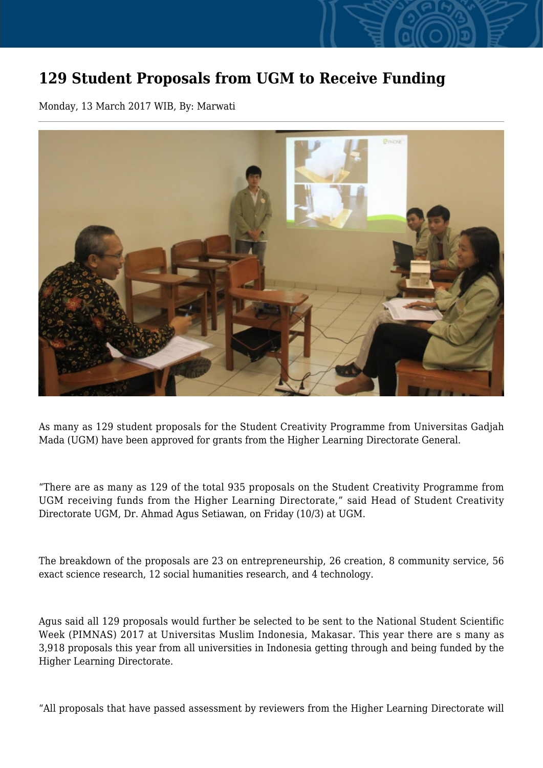# 129 Student Proposals from UGM to Receive Funding

Monday, 13 March 2017 WIB, By: Marwati

As many as 129 student proposals for the Student Creativity Programme from Universitas Gadjah Mada (UGM) have been approved for grants from the Higher Learning Directorate General.

"There are as many as 129 of the total 935 proposals on the Student Creativity Programme from UGM receiving funds from the Higher Learning Directorate," said Head of Student Creativity Directorate UGM, Dr. Ahmad Agus Setiawan, on Friday (10/3) at UGM.

The breakdown of the proposals are 23 on entrepreneurship, 26 creation, 8 community service, 56 exact science research, 12 social humanities research, and 4 technology.

Agus said all 129 proposals would further be selected to be sent to the National Student Scientific Week (PIMNAS) 2017 at Universitas Muslim Indonesia, Makasar. This year there are s many as 3,918 proposals this year from all universities in Indonesia getting through and being funded by the Higher Learning Directorate.

"All proposals that have passed assessment by reviewers from the Higher Learning Directorate will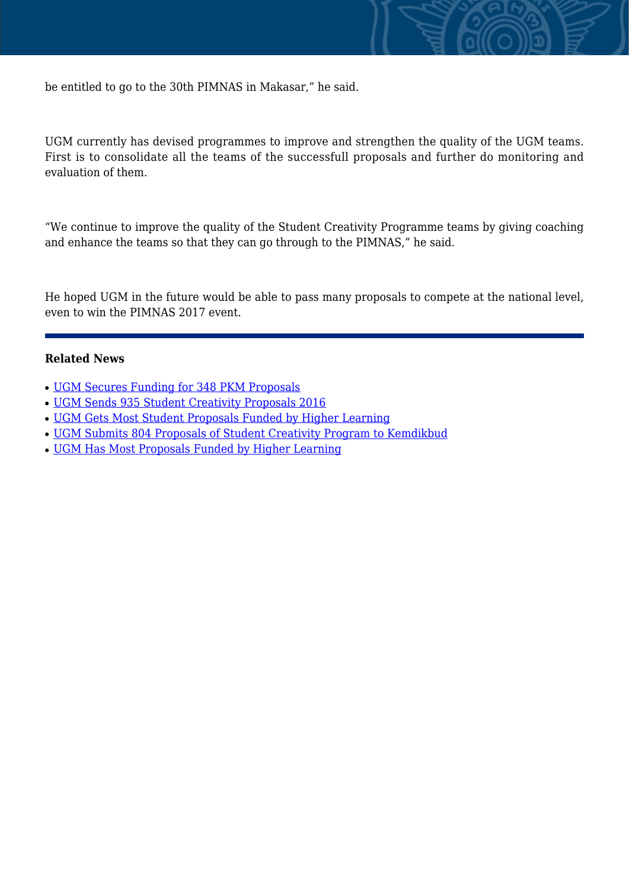be entitled to go to the 30th PIMNAS in Makasar," he said.

UGM currently has devised programmes to improve and strengthen the quality of the UGM teams. First is to consolidate all the teams of the successfull proposals and further do monitoring and evaluation of them.

"We continue to improve the quality of the Student Creativity Programme teams by giving coaching and enhance the teams so that they can go through to the PIMNAS," he said.

He hoped UGM in the future would be able to pass many proposals to compete at the national level, even to win the PIMNAS 2017 event.

---

**Related News**

- UGM Secures Funding for 348 PKM Proposals
- UGM Sends 935 Student Creativity Proposals 2016
- UGM Gets Most Student Proposals Funded by Higher Learning
- UGM Submits 804 Proposals of Student Creativity Program to Kemdikbud
- UGM Has Most Proposals Funded by Higher Learning